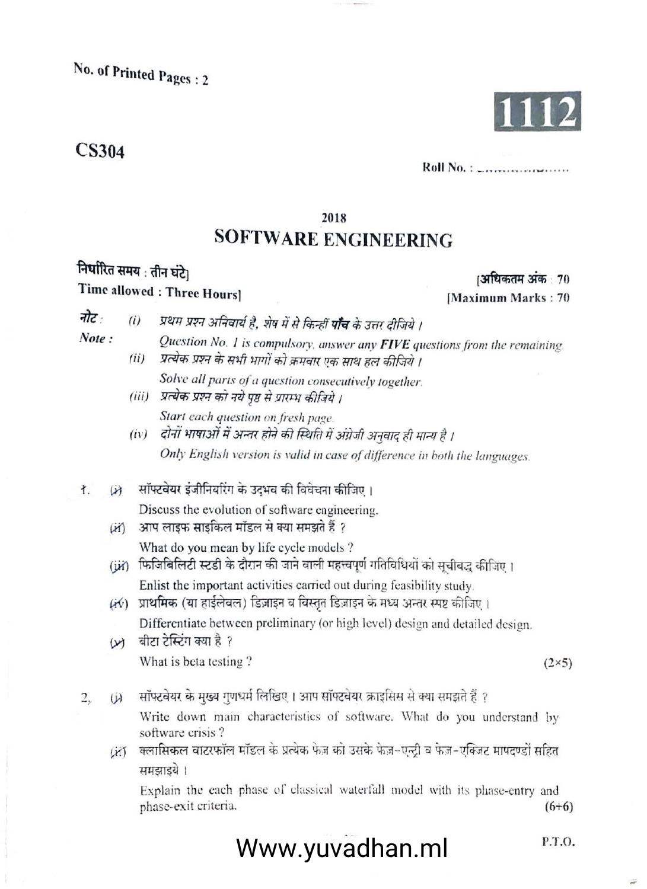No. of Printed Pages : 2

**1112**

**CS304**

Roll No. : ..................

**2018**

# SOFTWARE ENGINEERING

**निर्धारित समय : तीन घंटे]** **[अधिकतम अंक : 70**

**Time allowed : Three Hours]** **[Maximum Marks : 70**

*नोट :* (i) *प्रथम प्रश्न अनिवार्य है, शेष में से किन्हीं* ***पाँच*** *के उत्तर दीजिये ।*

*Note :* *Question No. 1 is compulsory, answer any* ***FIVE*** *questions from the remaining.*

(ii) *प्रत्येक प्रश्न के सभी भागों को क्रमवार एक साथ हल कीजिये ।*

*Solve all parts of a question consecutively together.*

(iii) *प्रत्येक प्रश्न को नये पृष्ठ से प्रारम्भ कीजिये ।*

*Start each question on fresh page.*

(iv) *दोनों भाषाओं में अन्तर होने की स्थिति में अंग्रेजी अनुवाद ही मान्य है ।*

*Only English version is valid in case of difference in both the languages.*

1. (i) सॉफ्टवेयर इंजीनियरिंग के उद्‌भव की विवेचना कीजिए ।

   Discuss the evolution of software engineering.

   (ii) आप लाइफ साइकिल मॉडल से क्या समझते हैं ?

   What do you mean by life cycle models ?

   (iii) फिजिबिलिटी स्टडी के दौरान की जाने वाली महत्त्वपूर्ण गतिविधियों को सूचीबद्ध कीजिए ।

   Enlist the important activities carried out during feasibility study.

   (iv) प्राथमिक (या हाईलेवल) डिज़ाइन व विस्तृत डिज़ाइन के मध्य अन्तर स्पष्ट कीजिए ।

   Differentiate between preliminary (or high level) design and detailed design.

   (v) बीटा टेस्टिंग क्या है ?

   What is beta testing ? (2×5)

2. (i) सॉफ्टवेयर के मुख्य गुणधर्म लिखिए । आप सॉफ्टवेयर क्राइसिस से क्या समझते हैं ?

   Write down main characteristics of software. What do you understand by software crisis ?

   (ii) क्लासिकल वाटरफॉल मॉडल के प्रत्येक फेज को उसके फेज़-एन्ट्री व फेज़-एक्जिट मापदण्डों सहित समझाइये ।

   Explain the each phase of classical waterfall model with its phase-entry and phase-exit criteria. (6+6)

P.T.O.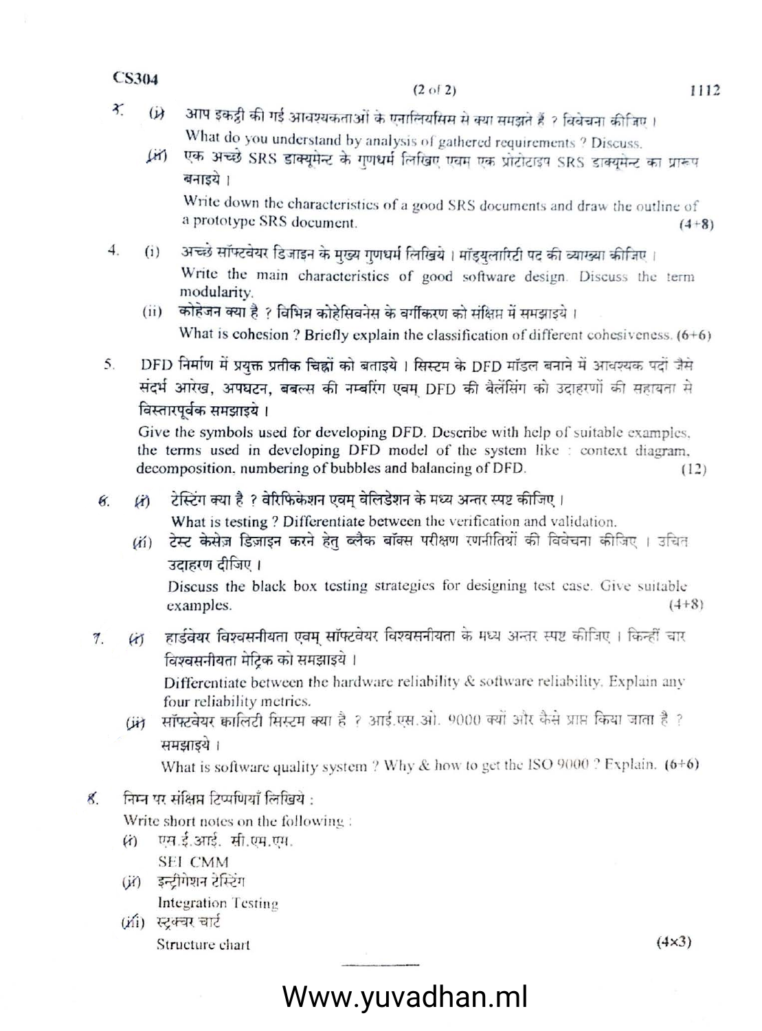3. (i) आप इकट्ठी की गई आवश्यकताओं के एनालिसिस से क्या समझते हैं ? विवेचना कीजिए ।

   What do you understand by analysis of gathered requirements ? Discuss.

   (ii) एक अच्छे SRS डाक्यूमेन्ट के गुणधर्म लिखिए एवम् एक प्रोटोटाइप SRS डाक्यूमेन्ट का प्रारूप बनाइये ।

   Write down the characteristics of a good SRS documents and draw the outline of a prototype SRS document. (4+8)

4. (i) अच्छे सॉफ्टवेयर डिजाइन के मुख्य गुणधर्म लिखिये । मॉड्युलारिटी पद की व्याख्या कीजिए ।

   Write the main characteristics of good software design. Discuss the term modularity.

   (ii) कोहेजन क्या है ? विभिन्न कोहेसिवनेस के वर्गीकरण को संक्षिप्त में समझाइये ।

   What is cohesion ? Briefly explain the classification of different cohesiveness. (6+6)

5. DFD निर्माण में प्रयुक्त प्रतीक चिह्नों को बताइये । सिस्टम के DFD मॉडल बनाने में आवश्यक पदों जैसे संदर्भ आरेख, अपघटन, बबल्स की नम्बरिंग एवम् DFD की बैलेंसिंग को उदाहरणों की सहायता से विस्तारपूर्वक समझाइये ।

   Give the symbols used for developing DFD. Describe with help of suitable examples, the terms used in developing DFD model of the system like : context diagram, decomposition, numbering of bubbles and balancing of DFD. (12)

6. (i) टेस्टिंग क्या है ? वेरिफिकेशन एवम् वेलिडेशन के मध्य अन्तर स्पष्ट कीजिए ।

   What is testing ? Differentiate between the verification and validation.

   (ii) टेस्ट केसेज़ डिजाइन करने हेतु ब्लैक बॉक्स परीक्षण रणनीतियों की विवेचना कीजिए । उचित उदाहरण दीजिए ।

   Discuss the black box testing strategies for designing test case. Give suitable examples. (4+8)

7. (i) हार्डवेयर विश्वसनीयता एवम् सॉफ्टवेयर विश्वसनीयता के मध्य अन्तर स्पष्ट कीजिए । किन्हीं चार विश्वसनीयता मेट्रिक को समझाइये ।

   Differentiate between the hardware reliability & software reliability. Explain any four reliability metrics.

   (ii) सॉफ्टवेयर क्वालिटी सिस्टम क्या है ? आई.एस.ओ. 9000 क्यों और कैसे प्राप्त किया जाता है ? समझाइये ।

   What is software quality system ? Why & how to get the ISO 9000 ? Explain. (6+6)

8. निम्न पर संक्षिप्त टिप्पणियाँ लिखिये :

   Write short notes on the following :

   (i) एस.ई.आई. सी.एम.एम.

   SEI CMM

   (ii) इन्ट्रीगेशन टेस्टिंग

   Integration Testing

   (iii) स्ट्रक्चर चार्ट

   Structure chart (4×3)

Www.yuvadhan.ml